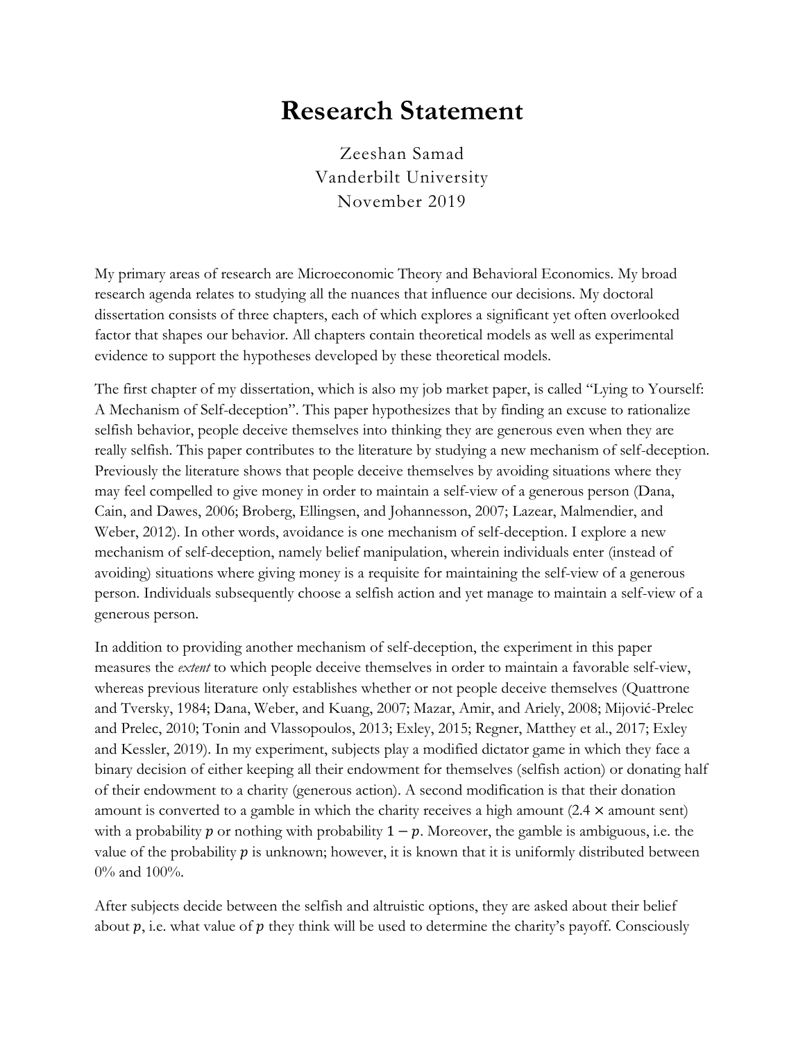# Research Statement

Zeeshan Samad
Vanderbilt University
November 2019

My primary areas of research are Microeconomic Theory and Behavioral Economics. My broad research agenda relates to studying all the nuances that influence our decisions. My doctoral dissertation consists of three chapters, each of which explores a significant yet often overlooked factor that shapes our behavior. All chapters contain theoretical models as well as experimental evidence to support the hypotheses developed by these theoretical models.

The first chapter of my dissertation, which is also my job market paper, is called "Lying to Yourself: A Mechanism of Self-deception". This paper hypothesizes that by finding an excuse to rationalize selfish behavior, people deceive themselves into thinking they are generous even when they are really selfish. This paper contributes to the literature by studying a new mechanism of self-deception. Previously the literature shows that people deceive themselves by avoiding situations where they may feel compelled to give money in order to maintain a self-view of a generous person (Dana, Cain, and Dawes, 2006; Broberg, Ellingsen, and Johannesson, 2007; Lazear, Malmendier, and Weber, 2012). In other words, avoidance is one mechanism of self-deception. I explore a new mechanism of self-deception, namely belief manipulation, wherein individuals enter (instead of avoiding) situations where giving money is a requisite for maintaining the self-view of a generous person. Individuals subsequently choose a selfish action and yet manage to maintain a self-view of a generous person.

In addition to providing another mechanism of self-deception, the experiment in this paper measures the *extent* to which people deceive themselves in order to maintain a favorable self-view, whereas previous literature only establishes whether or not people deceive themselves (Quattrone and Tversky, 1984; Dana, Weber, and Kuang, 2007; Mazar, Amir, and Ariely, 2008; Mijović-Prelec and Prelec, 2010; Tonin and Vlassopoulos, 2013; Exley, 2015; Regner, Matthey et al., 2017; Exley and Kessler, 2019). In my experiment, subjects play a modified dictator game in which they face a binary decision of either keeping all their endowment for themselves (selfish action) or donating half of their endowment to a charity (generous action). A second modification is that their donation amount is converted to a gamble in which the charity receives a high amount (2.4 × amount sent) with a probability $p$ or nothing with probability $1 - p$. Moreover, the gamble is ambiguous, i.e. the value of the probability $p$ is unknown; however, it is known that it is uniformly distributed between 0% and 100%.

After subjects decide between the selfish and altruistic options, they are asked about their belief about $p$, i.e. what value of $p$ they think will be used to determine the charity's payoff. Consciously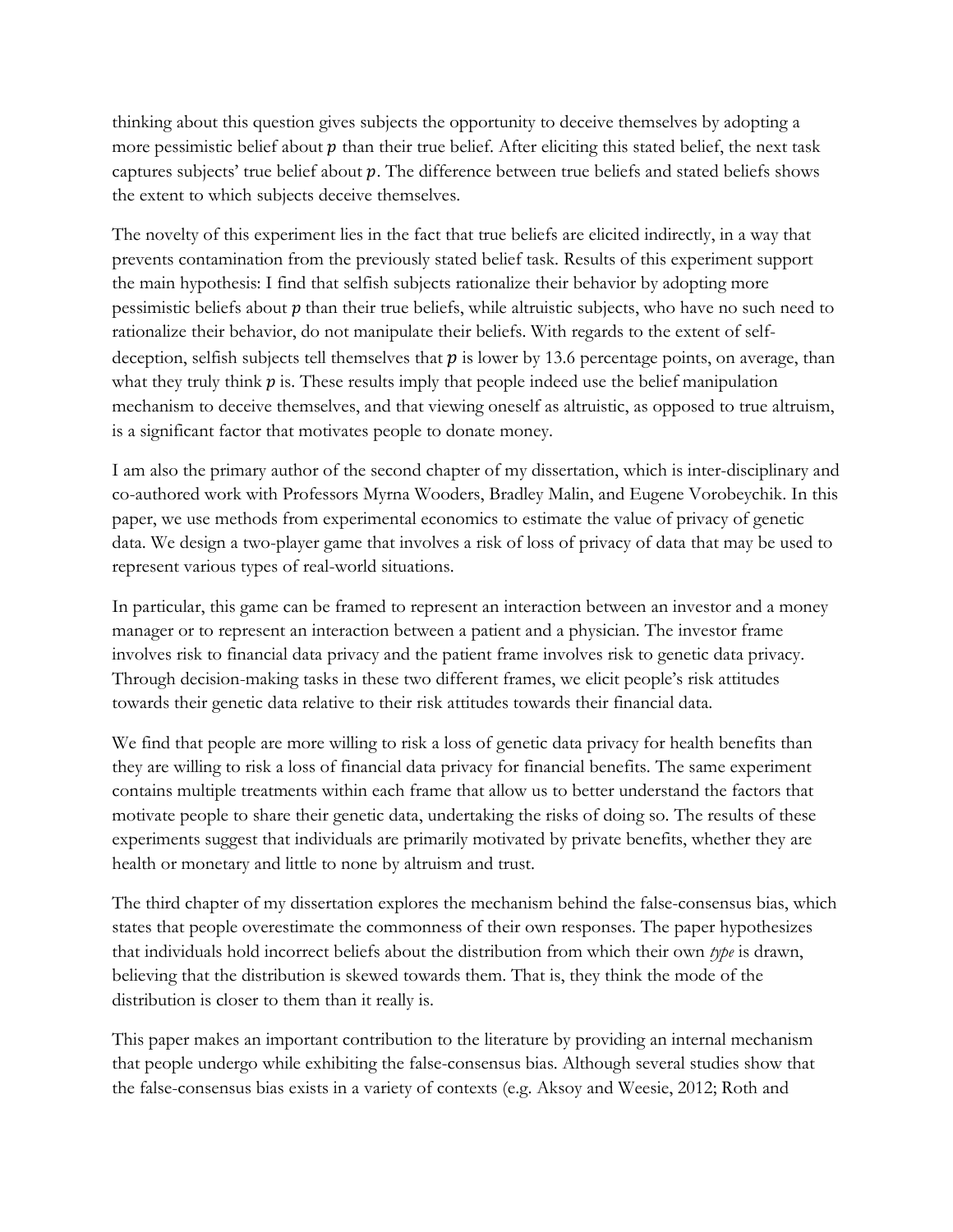thinking about this question gives subjects the opportunity to deceive themselves by adopting a more pessimistic belief about $p$ than their true belief. After eliciting this stated belief, the next task captures subjects' true belief about $p$. The difference between true beliefs and stated beliefs shows the extent to which subjects deceive themselves.

The novelty of this experiment lies in the fact that true beliefs are elicited indirectly, in a way that prevents contamination from the previously stated belief task. Results of this experiment support the main hypothesis: I find that selfish subjects rationalize their behavior by adopting more pessimistic beliefs about $p$ than their true beliefs, while altruistic subjects, who have no such need to rationalize their behavior, do not manipulate their beliefs. With regards to the extent of self-deception, selfish subjects tell themselves that $p$ is lower by 13.6 percentage points, on average, than what they truly think $p$ is. These results imply that people indeed use the belief manipulation mechanism to deceive themselves, and that viewing oneself as altruistic, as opposed to true altruism, is a significant factor that motivates people to donate money.

I am also the primary author of the second chapter of my dissertation, which is inter-disciplinary and co-authored work with Professors Myrna Wooders, Bradley Malin, and Eugene Vorobeychik. In this paper, we use methods from experimental economics to estimate the value of privacy of genetic data. We design a two-player game that involves a risk of loss of privacy of data that may be used to represent various types of real-world situations.

In particular, this game can be framed to represent an interaction between an investor and a money manager or to represent an interaction between a patient and a physician. The investor frame involves risk to financial data privacy and the patient frame involves risk to genetic data privacy. Through decision-making tasks in these two different frames, we elicit people's risk attitudes towards their genetic data relative to their risk attitudes towards their financial data.

We find that people are more willing to risk a loss of genetic data privacy for health benefits than they are willing to risk a loss of financial data privacy for financial benefits. The same experiment contains multiple treatments within each frame that allow us to better understand the factors that motivate people to share their genetic data, undertaking the risks of doing so. The results of these experiments suggest that individuals are primarily motivated by private benefits, whether they are health or monetary and little to none by altruism and trust.

The third chapter of my dissertation explores the mechanism behind the false-consensus bias, which states that people overestimate the commonness of their own responses. The paper hypothesizes that individuals hold incorrect beliefs about the distribution from which their own *type* is drawn, believing that the distribution is skewed towards them. That is, they think the mode of the distribution is closer to them than it really is.

This paper makes an important contribution to the literature by providing an internal mechanism that people undergo while exhibiting the false-consensus bias. Although several studies show that the false-consensus bias exists in a variety of contexts (e.g. Aksoy and Weesie, 2012; Roth and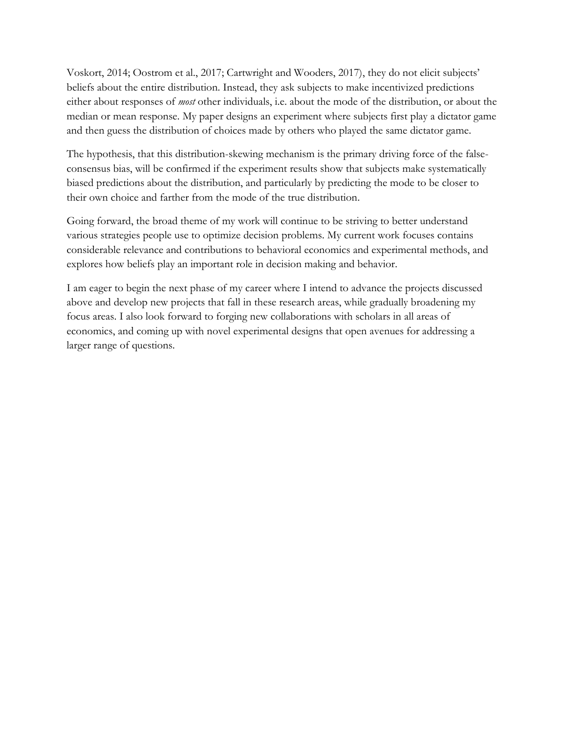Voskort, 2014; Oostrom et al., 2017; Cartwright and Wooders, 2017), they do not elicit subjects' beliefs about the entire distribution. Instead, they ask subjects to make incentivized predictions either about responses of *most* other individuals, i.e. about the mode of the distribution, or about the median or mean response. My paper designs an experiment where subjects first play a dictator game and then guess the distribution of choices made by others who played the same dictator game.

The hypothesis, that this distribution-skewing mechanism is the primary driving force of the false-consensus bias, will be confirmed if the experiment results show that subjects make systematically biased predictions about the distribution, and particularly by predicting the mode to be closer to their own choice and farther from the mode of the true distribution.

Going forward, the broad theme of my work will continue to be striving to better understand various strategies people use to optimize decision problems. My current work focuses contains considerable relevance and contributions to behavioral economics and experimental methods, and explores how beliefs play an important role in decision making and behavior.

I am eager to begin the next phase of my career where I intend to advance the projects discussed above and develop new projects that fall in these research areas, while gradually broadening my focus areas. I also look forward to forging new collaborations with scholars in all areas of economics, and coming up with novel experimental designs that open avenues for addressing a larger range of questions.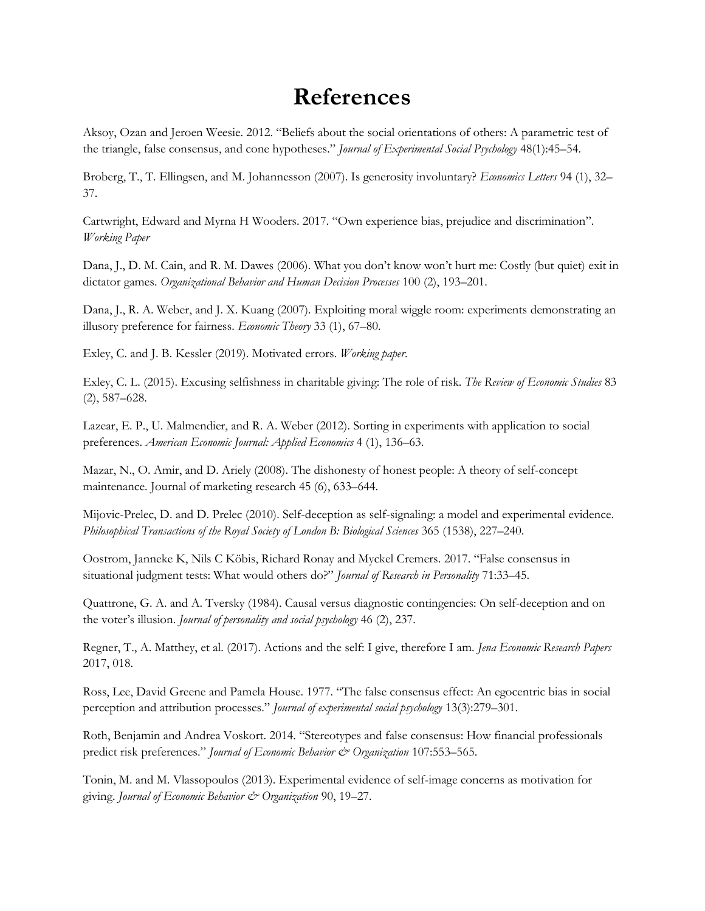# References

Aksoy, Ozan and Jeroen Weesie. 2012. "Beliefs about the social orientations of others: A parametric test of the triangle, false consensus, and cone hypotheses." *Journal of Experimental Social Psychology* 48(1):45–54.

Broberg, T., T. Ellingsen, and M. Johannesson (2007). Is generosity involuntary? *Economics Letters* 94 (1), 32–37.

Cartwright, Edward and Myrna H Wooders. 2017. "Own experience bias, prejudice and discrimination". *Working Paper*

Dana, J., D. M. Cain, and R. M. Dawes (2006). What you don't know won't hurt me: Costly (but quiet) exit in dictator games. *Organizational Behavior and Human Decision Processes* 100 (2), 193–201.

Dana, J., R. A. Weber, and J. X. Kuang (2007). Exploiting moral wiggle room: experiments demonstrating an illusory preference for fairness. *Economic Theory* 33 (1), 67–80.

Exley, C. and J. B. Kessler (2019). Motivated errors. *Working paper.*

Exley, C. L. (2015). Excusing selfishness in charitable giving: The role of risk. *The Review of Economic Studies* 83 (2), 587–628.

Lazear, E. P., U. Malmendier, and R. A. Weber (2012). Sorting in experiments with application to social preferences. *American Economic Journal: Applied Economics* 4 (1), 136–63.

Mazar, N., O. Amir, and D. Ariely (2008). The dishonesty of honest people: A theory of self-concept maintenance. Journal of marketing research 45 (6), 633–644.

Mijovic-Prelec, D. and D. Prelec (2010). Self-deception as self-signaling: a model and experimental evidence. *Philosophical Transactions of the Royal Society of London B: Biological Sciences* 365 (1538), 227–240.

Oostrom, Janneke K, Nils C Köbis, Richard Ronay and Myckel Cremers. 2017. "False consensus in situational judgment tests: What would others do?" *Journal of Research in Personality* 71:33–45.

Quattrone, G. A. and A. Tversky (1984). Causal versus diagnostic contingencies: On self-deception and on the voter's illusion. *Journal of personality and social psychology* 46 (2), 237.

Regner, T., A. Matthey, et al. (2017). Actions and the self: I give, therefore I am. *Jena Economic Research Papers* 2017, 018.

Ross, Lee, David Greene and Pamela House. 1977. "The false consensus effect: An egocentric bias in social perception and attribution processes." *Journal of experimental social psychology* 13(3):279–301.

Roth, Benjamin and Andrea Voskort. 2014. "Stereotypes and false consensus: How financial professionals predict risk preferences." *Journal of Economic Behavior & Organization* 107:553–565.

Tonin, M. and M. Vlassopoulos (2013). Experimental evidence of self-image concerns as motivation for giving. *Journal of Economic Behavior & Organization* 90, 19–27.